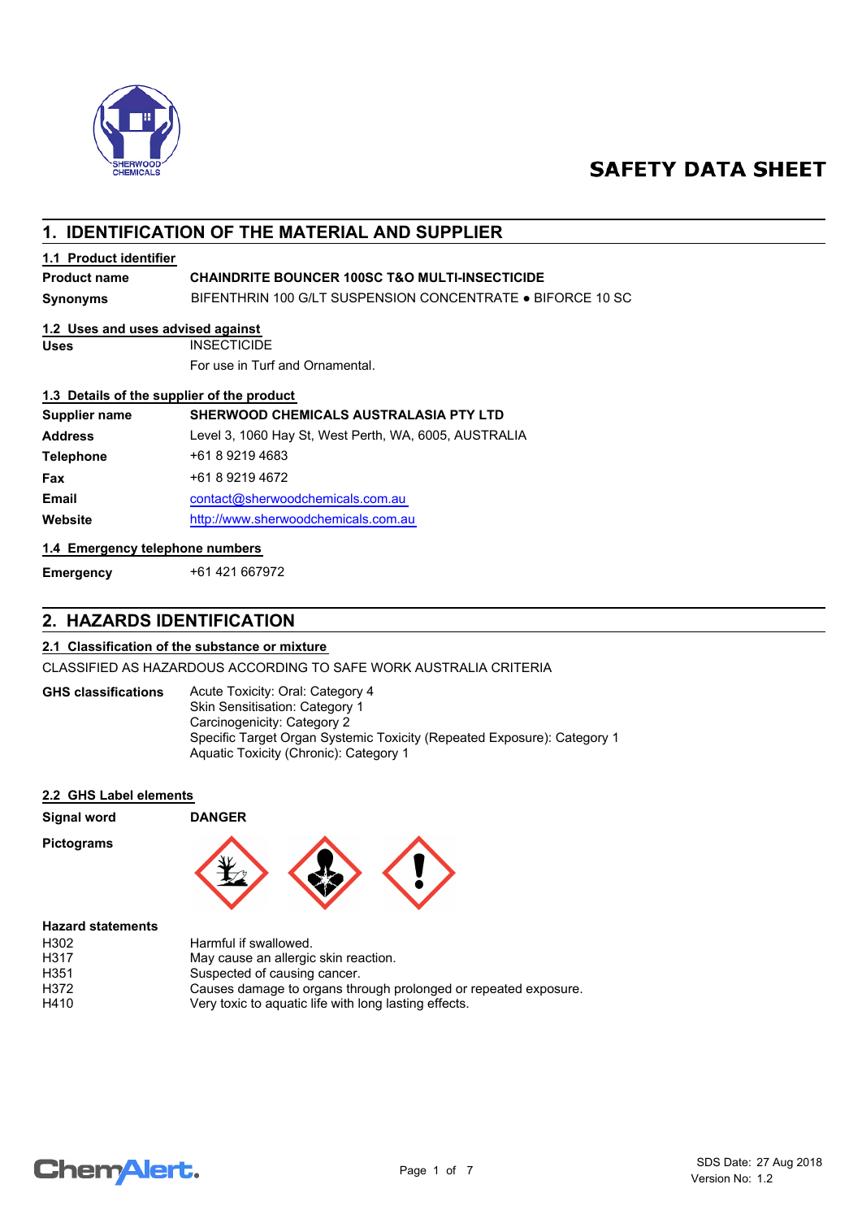# SAFETY DATA SHEET

## 1. IDENTIFICATION OF THE MATERIAL AND SUPPLIER

### 1.1 Product identifier

**Product name** **CHAINDRITE BOUNCER 100SC T&O MULTI-INSECTICIDE**

**Synonyms** BIFENTHRIN 100 G/LT SUSPENSION CONCENTRATE ● BIFORCE 10 SC

### 1.2 Uses and uses advised against

**Uses** INSECTICIDE

For use in Turf and Ornamental.

### 1.3 Details of the supplier of the product

**Supplier name** **SHERWOOD CHEMICALS AUSTRALASIA PTY LTD**

**Address** Level 3, 1060 Hay St, West Perth, WA, 6005, AUSTRALIA

**Telephone** +61 8 9219 4683

**Fax** +61 8 9219 4672

**Email** contact@sherwoodchemicals.com.au

**Website** http://www.sherwoodchemicals.com.au

### 1.4 Emergency telephone numbers

**Emergency** +61 421 667972

## 2. HAZARDS IDENTIFICATION

### 2.1 Classification of the substance or mixture

CLASSIFIED AS HAZARDOUS ACCORDING TO SAFE WORK AUSTRALIA CRITERIA

**GHS classifications**

Acute Toxicity: Oral: Category 4
Skin Sensitisation: Category 1
Carcinogenicity: Category 2
Specific Target Organ Systemic Toxicity (Repeated Exposure): Category 1
Aquatic Toxicity (Chronic): Category 1

### 2.2 GHS Label elements

**Signal word** **DANGER**

**Pictograms**

**Hazard statements**

| | |
|---|---|
| H302 | Harmful if swallowed. |
| H317 | May cause an allergic skin reaction. |
| H351 | Suspected of causing cancer. |
| H372 | Causes damage to organs through prolonged or repeated exposure. |
| H410 | Very toxic to aquatic life with long lasting effects. |

SDS Date: 27 Aug 2018
Version No: 1.2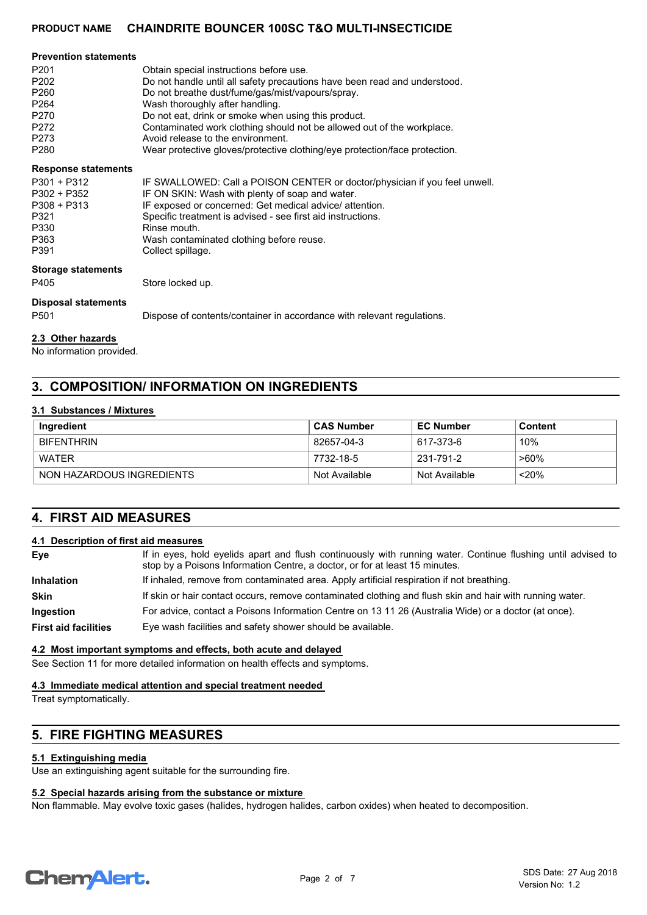**Prevention statements**

| | |
|---|---|
| P201 | Obtain special instructions before use. |
| P202 | Do not handle until all safety precautions have been read and understood. |
| P260 | Do not breathe dust/fume/gas/mist/vapours/spray. |
| P264 | Wash thoroughly after handling. |
| P270 | Do not eat, drink or smoke when using this product. |
| P272 | Contaminated work clothing should not be allowed out of the workplace. |
| P273 | Avoid release to the environment. |
| P280 | Wear protective gloves/protective clothing/eye protection/face protection. |

**Response statements**

| | |
|---|---|
| P301 + P312 | IF SWALLOWED: Call a POISON CENTER or doctor/physician if you feel unwell. |
| P302 + P352 | IF ON SKIN: Wash with plenty of soap and water. |
| P308 + P313 | IF exposed or concerned: Get medical advice/ attention. |
| P321 | Specific treatment is advised - see first aid instructions. |
| P330 | Rinse mouth. |
| P363 | Wash contaminated clothing before reuse. |
| P391 | Collect spillage. |

**Storage statements**

| | |
|---|---|
| P405 | Store locked up. |

**Disposal statements**

| | |
|---|---|
| P501 | Dispose of contents/container in accordance with relevant regulations. |

### 2.3 Other hazards

No information provided.

## 3. COMPOSITION/ INFORMATION ON INGREDIENTS

### 3.1 Substances / Mixtures

| Ingredient | CAS Number | EC Number | Content |
|---|---|---|---|
| BIFENTHRIN | 82657-04-3 | 617-373-6 | 10% |
| WATER | 7732-18-5 | 231-791-2 | >60% |
| NON HAZARDOUS INGREDIENTS | Not Available | Not Available | <20% |

## 4. FIRST AID MEASURES

### 4.1 Description of first aid measures

**Eye** — If in eyes, hold eyelids apart and flush continuously with running water. Continue flushing until advised to stop by a Poisons Information Centre, a doctor, or for at least 15 minutes.

**Inhalation** — If inhaled, remove from contaminated area. Apply artificial respiration if not breathing.

**Skin** — If skin or hair contact occurs, remove contaminated clothing and flush skin and hair with running water.

**Ingestion** — For advice, contact a Poisons Information Centre on 13 11 26 (Australia Wide) or a doctor (at once).

**First aid facilities** — Eye wash facilities and safety shower should be available.

### 4.2 Most important symptoms and effects, both acute and delayed

See Section 11 for more detailed information on health effects and symptoms.

### 4.3 Immediate medical attention and special treatment needed

Treat symptomatically.

## 5. FIRE FIGHTING MEASURES

### 5.1 Extinguishing media

Use an extinguishing agent suitable for the surrounding fire.

### 5.2 Special hazards arising from the substance or mixture

Non flammable. May evolve toxic gases (halides, hydrogen halides, carbon oxides) when heated to decomposition.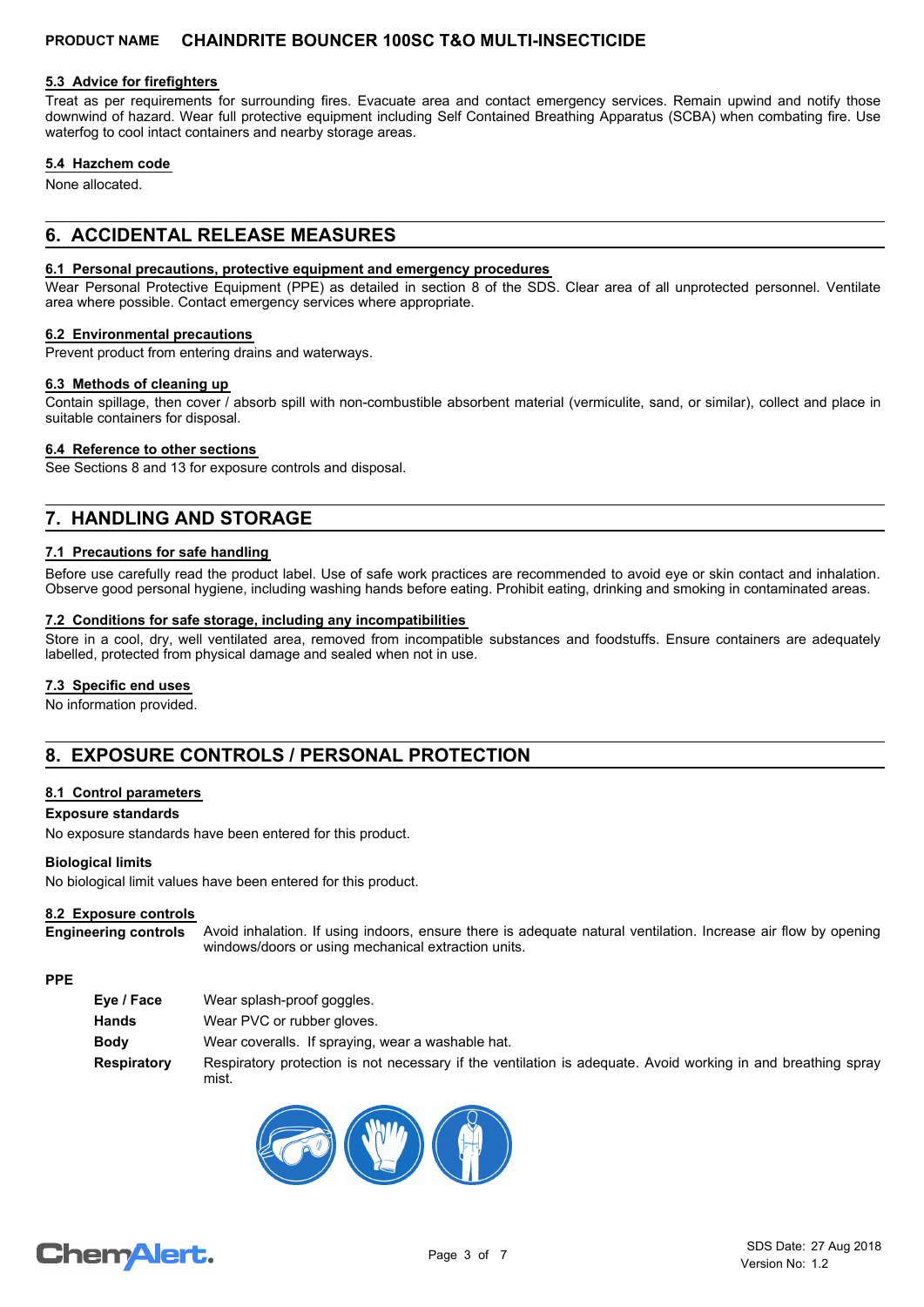### 5.3 Advice for firefighters

Treat as per requirements for surrounding fires. Evacuate area and contact emergency services. Remain upwind and notify those downwind of hazard. Wear full protective equipment including Self Contained Breathing Apparatus (SCBA) when combating fire. Use waterfog to cool intact containers and nearby storage areas.

### 5.4 Hazchem code

None allocated.

## 6. ACCIDENTAL RELEASE MEASURES

### 6.1 Personal precautions, protective equipment and emergency procedures

Wear Personal Protective Equipment (PPE) as detailed in section 8 of the SDS. Clear area of all unprotected personnel. Ventilate area where possible. Contact emergency services where appropriate.

### 6.2 Environmental precautions

Prevent product from entering drains and waterways.

### 6.3 Methods of cleaning up

Contain spillage, then cover / absorb spill with non-combustible absorbent material (vermiculite, sand, or similar), collect and place in suitable containers for disposal.

### 6.4 Reference to other sections

See Sections 8 and 13 for exposure controls and disposal.

## 7. HANDLING AND STORAGE

### 7.1 Precautions for safe handling

Before use carefully read the product label. Use of safe work practices are recommended to avoid eye or skin contact and inhalation. Observe good personal hygiene, including washing hands before eating. Prohibit eating, drinking and smoking in contaminated areas.

### 7.2 Conditions for safe storage, including any incompatibilities

Store in a cool, dry, well ventilated area, removed from incompatible substances and foodstuffs. Ensure containers are adequately labelled, protected from physical damage and sealed when not in use.

### 7.3 Specific end uses

No information provided.

## 8. EXPOSURE CONTROLS / PERSONAL PROTECTION

### 8.1 Control parameters

**Exposure standards**

No exposure standards have been entered for this product.

**Biological limits**

No biological limit values have been entered for this product.

### 8.2 Exposure controls

**Engineering controls** Avoid inhalation. If using indoors, ensure there is adequate natural ventilation. Increase air flow by opening windows/doors or using mechanical extraction units.

**PPE**

**Eye / Face** Wear splash-proof goggles.

**Hands** Wear PVC or rubber gloves.

**Body** Wear coveralls. If spraying, wear a washable hat.

**Respiratory** Respiratory protection is not necessary if the ventilation is adequate. Avoid working in and breathing spray mist.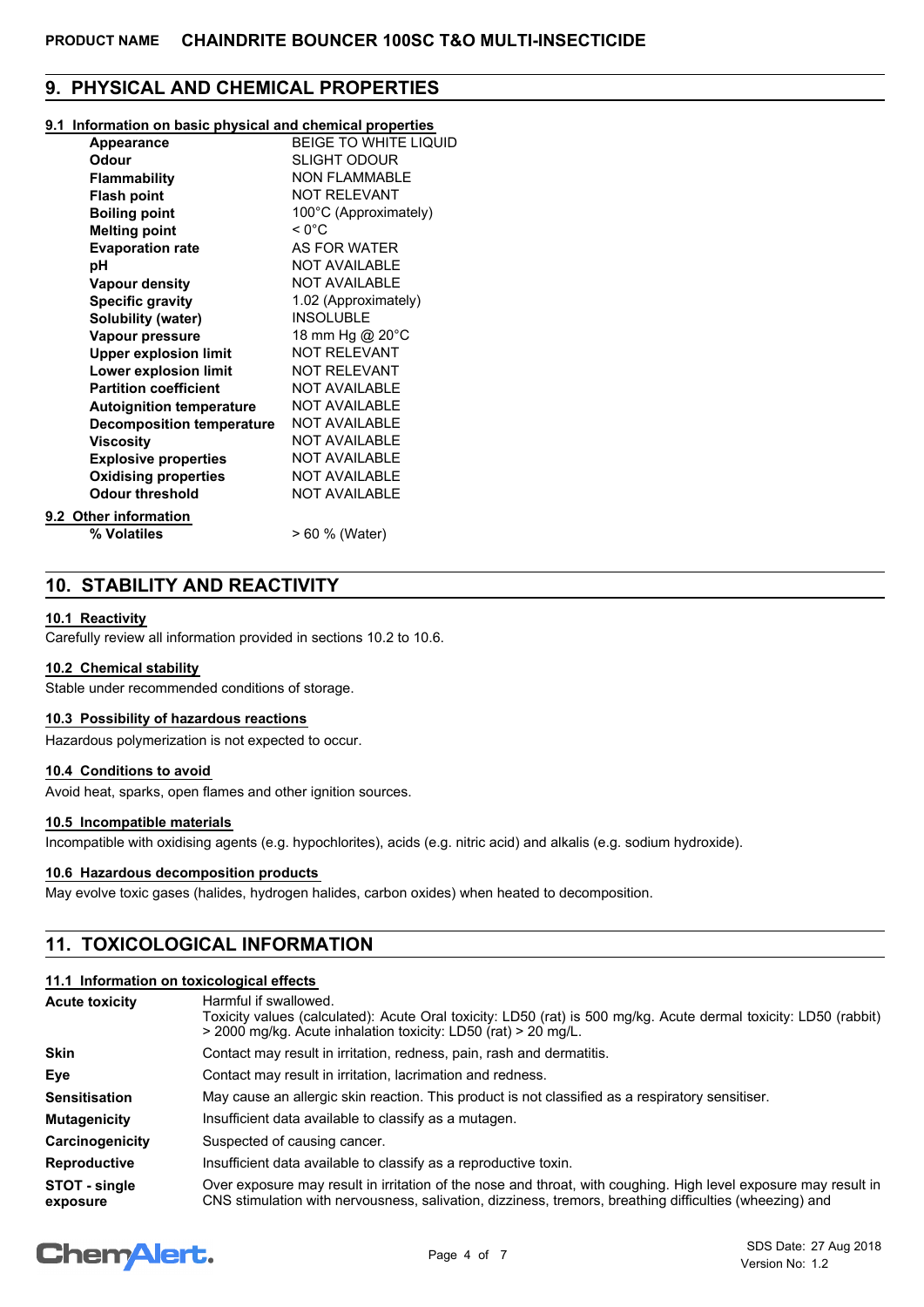## 9. PHYSICAL AND CHEMICAL PROPERTIES

### 9.1 Information on basic physical and chemical properties

| Property | Value |
|---|---|
| **Appearance** | BEIGE TO WHITE LIQUID |
| **Odour** | SLIGHT ODOUR |
| **Flammability** | NON FLAMMABLE |
| **Flash point** | NOT RELEVANT |
| **Boiling point** | 100°C (Approximately) |
| **Melting point** | < 0°C |
| **Evaporation rate** | AS FOR WATER |
| **pH** | NOT AVAILABLE |
| **Vapour density** | NOT AVAILABLE |
| **Specific gravity** | 1.02 (Approximately) |
| **Solubility (water)** | INSOLUBLE |
| **Vapour pressure** | 18 mm Hg @ 20°C |
| **Upper explosion limit** | NOT RELEVANT |
| **Lower explosion limit** | NOT RELEVANT |
| **Partition coefficient** | NOT AVAILABLE |
| **Autoignition temperature** | NOT AVAILABLE |
| **Decomposition temperature** | NOT AVAILABLE |
| **Viscosity** | NOT AVAILABLE |
| **Explosive properties** | NOT AVAILABLE |
| **Oxidising properties** | NOT AVAILABLE |
| **Odour threshold** | NOT AVAILABLE |

### 9.2 Other information

| Property | Value |
|---|---|
| **% Volatiles** | > 60 % (Water) |

## 10. STABILITY AND REACTIVITY

### 10.1 Reactivity

Carefully review all information provided in sections 10.2 to 10.6.

### 10.2 Chemical stability

Stable under recommended conditions of storage.

### 10.3 Possibility of hazardous reactions

Hazardous polymerization is not expected to occur.

### 10.4 Conditions to avoid

Avoid heat, sparks, open flames and other ignition sources.

### 10.5 Incompatible materials

Incompatible with oxidising agents (e.g. hypochlorites), acids (e.g. nitric acid) and alkalis (e.g. sodium hydroxide).

### 10.6 Hazardous decomposition products

May evolve toxic gases (halides, hydrogen halides, carbon oxides) when heated to decomposition.

## 11. TOXICOLOGICAL INFORMATION

### 11.1 Information on toxicological effects

| Effect | Information |
|---|---|
| **Acute toxicity** | Harmful if swallowed.<br>Toxicity values (calculated): Acute Oral toxicity: LD50 (rat) is 500 mg/kg. Acute dermal toxicity: LD50 (rabbit) > 2000 mg/kg. Acute inhalation toxicity: LD50 (rat) > 20 mg/L. |
| **Skin** | Contact may result in irritation, redness, pain, rash and dermatitis. |
| **Eye** | Contact may result in irritation, lacrimation and redness. |
| **Sensitisation** | May cause an allergic skin reaction. This product is not classified as a respiratory sensitiser. |
| **Mutagenicity** | Insufficient data available to classify as a mutagen. |
| **Carcinogenicity** | Suspected of causing cancer. |
| **Reproductive** | Insufficient data available to classify as a reproductive toxin. |
| **STOT - single exposure** | Over exposure may result in irritation of the nose and throat, with coughing. High level exposure may result in CNS stimulation with nervousness, salivation, dizziness, tremors, breathing difficulties (wheezing) and |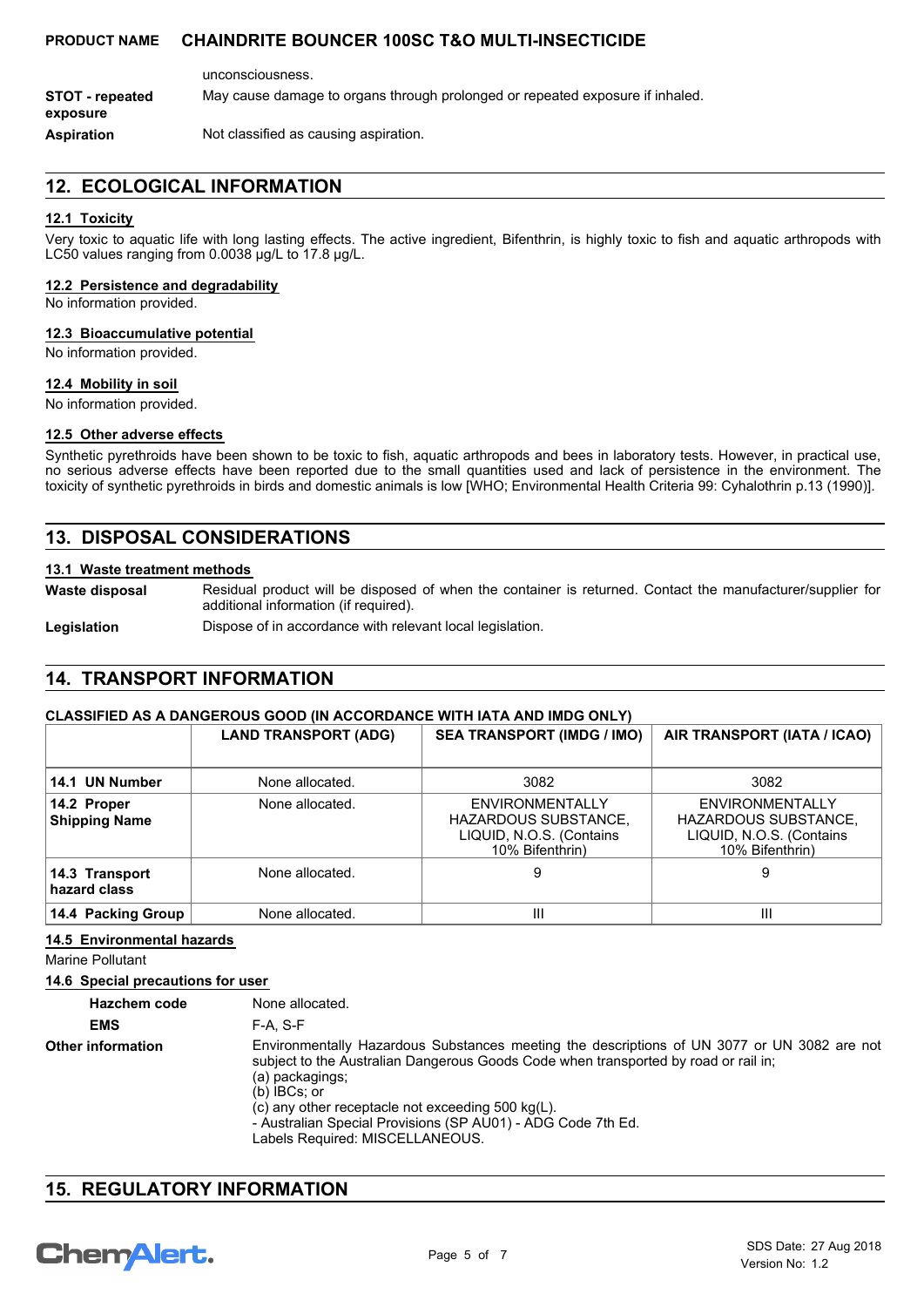unconsciousness.

| | |
|---|---|
| **STOT - repeated exposure** | May cause damage to organs through prolonged or repeated exposure if inhaled. |
| **Aspiration** | Not classified as causing aspiration. |

## 12. ECOLOGICAL INFORMATION

### 12.1 Toxicity

Very toxic to aquatic life with long lasting effects. The active ingredient, Bifenthrin, is highly toxic to fish and aquatic arthropods with LC50 values ranging from 0.0038 µg/L to 17.8 µg/L.

### 12.2 Persistence and degradability

No information provided.

### 12.3 Bioaccumulative potential

No information provided.

### 12.4 Mobility in soil

No information provided.

### 12.5 Other adverse effects

Synthetic pyrethroids have been shown to be toxic to fish, aquatic arthropods and bees in laboratory tests. However, in practical use, no serious adverse effects have been reported due to the small quantities used and lack of persistence in the environment. The toxicity of synthetic pyrethroids in birds and domestic animals is low [WHO; Environmental Health Criteria 99: Cyhalothrin p.13 (1990)].

## 13. DISPOSAL CONSIDERATIONS

### 13.1 Waste treatment methods

| | |
|---|---|
| **Waste disposal** | Residual product will be disposed of when the container is returned. Contact the manufacturer/supplier for additional information (if required). |
| **Legislation** | Dispose of in accordance with relevant local legislation. |

## 14. TRANSPORT INFORMATION

**CLASSIFIED AS A DANGEROUS GOOD (IN ACCORDANCE WITH IATA AND IMDG ONLY)**

| | LAND TRANSPORT (ADG) | SEA TRANSPORT (IMDG / IMO) | AIR TRANSPORT (IATA / ICAO) |
|---|---|---|---|
| **14.1 UN Number** | None allocated. | 3082 | 3082 |
| **14.2 Proper Shipping Name** | None allocated. | ENVIRONMENTALLY HAZARDOUS SUBSTANCE, LIQUID, N.O.S. (Contains 10% Bifenthrin) | ENVIRONMENTALLY HAZARDOUS SUBSTANCE, LIQUID, N.O.S. (Contains 10% Bifenthrin) |
| **14.3 Transport hazard class** | None allocated. | 9 | 9 |
| **14.4 Packing Group** | None allocated. | III | III |

### 14.5 Environmental hazards

Marine Pollutant

### 14.6 Special precautions for user

| | |
|---|---|
| **Hazchem code** | None allocated. |
| **EMS** | F-A, S-F |
| **Other information** | Environmentally Hazardous Substances meeting the descriptions of UN 3077 or UN 3082 are not subject to the Australian Dangerous Goods Code when transported by road or rail in;<br>(a) packagings;<br>(b) IBCs; or<br>(c) any other receptacle not exceeding 500 kg(L).<br>- Australian Special Provisions (SP AU01) - ADG Code 7th Ed.<br>Labels Required: MISCELLANEOUS. |

## 15. REGULATORY INFORMATION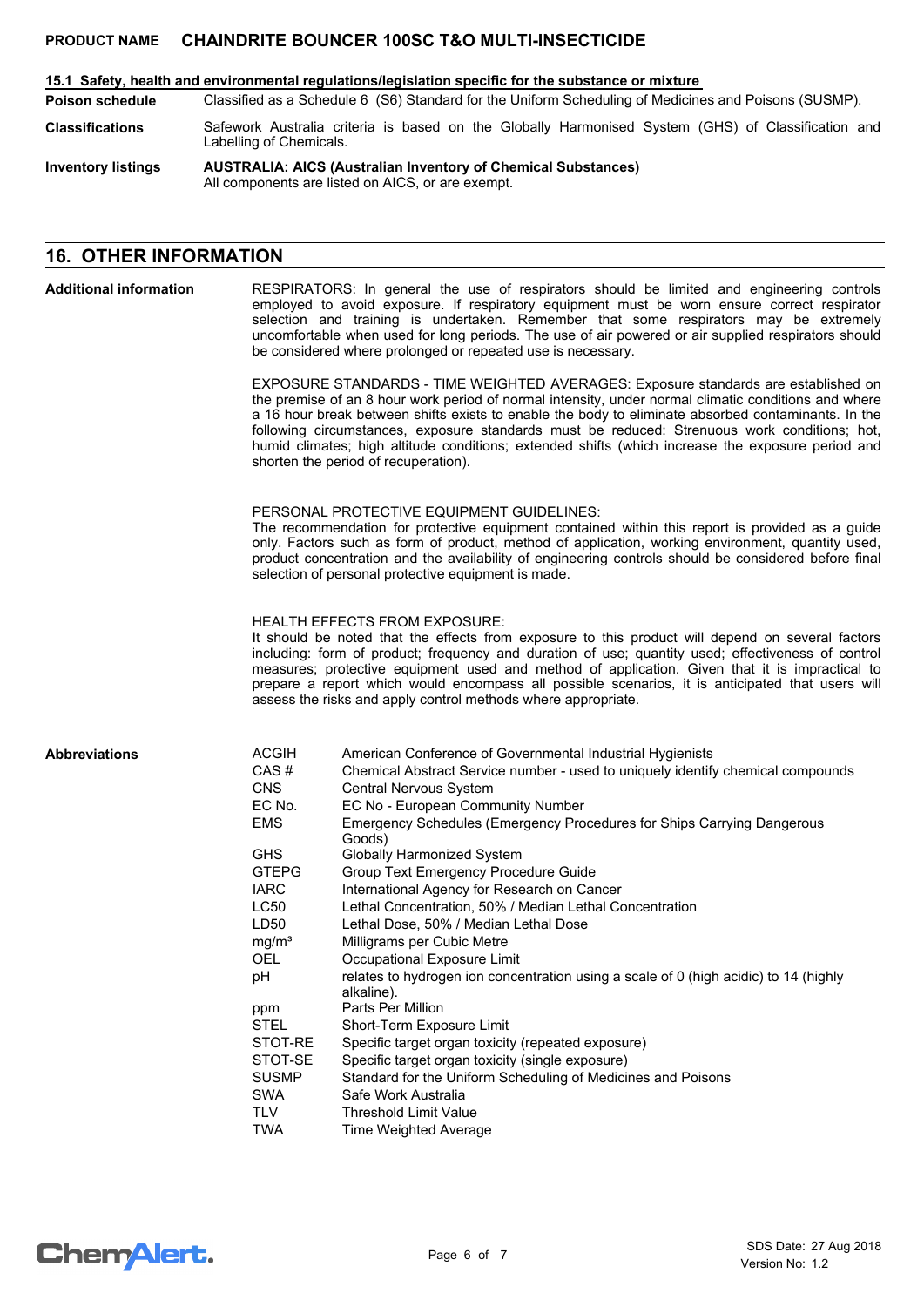### 15.1 Safety, health and environmental regulations/legislation specific for the substance or mixture

**Poison schedule** Classified as a Schedule 6 (S6) Standard for the Uniform Scheduling of Medicines and Poisons (SUSMP).

**Classifications** Safework Australia criteria is based on the Globally Harmonised System (GHS) of Classification and Labelling of Chemicals.

**Inventory listings** **AUSTRALIA: AICS (Australian Inventory of Chemical Substances)**
All components are listed on AICS, or are exempt.

## 16. OTHER INFORMATION

**Additional information**

RESPIRATORS: In general the use of respirators should be limited and engineering controls employed to avoid exposure. If respiratory equipment must be worn ensure correct respirator selection and training is undertaken. Remember that some respirators may be extremely uncomfortable when used for long periods. The use of air powered or air supplied respirators should be considered where prolonged or repeated use is necessary.

EXPOSURE STANDARDS - TIME WEIGHTED AVERAGES: Exposure standards are established on the premise of an 8 hour work period of normal intensity, under normal climatic conditions and where a 16 hour break between shifts exists to enable the body to eliminate absorbed contaminants. In the following circumstances, exposure standards must be reduced: Strenuous work conditions; hot, humid climates; high altitude conditions; extended shifts (which increase the exposure period and shorten the period of recuperation).

PERSONAL PROTECTIVE EQUIPMENT GUIDELINES:
The recommendation for protective equipment contained within this report is provided as a guide only. Factors such as form of product, method of application, working environment, quantity used, product concentration and the availability of engineering controls should be considered before final selection of personal protective equipment is made.

HEALTH EFFECTS FROM EXPOSURE:
It should be noted that the effects from exposure to this product will depend on several factors including: form of product; frequency and duration of use; quantity used; effectiveness of control measures; protective equipment used and method of application. Given that it is impractical to prepare a report which would encompass all possible scenarios, it is anticipated that users will assess the risks and apply control methods where appropriate.

**Abbreviations**

| | |
|---|---|
| ACGIH | American Conference of Governmental Industrial Hygienists |
| CAS # | Chemical Abstract Service number - used to uniquely identify chemical compounds |
| CNS | Central Nervous System |
| EC No. | EC No - European Community Number |
| EMS | Emergency Schedules (Emergency Procedures for Ships Carrying Dangerous Goods) |
| GHS | Globally Harmonized System |
| GTEPG | Group Text Emergency Procedure Guide |
| IARC | International Agency for Research on Cancer |
| LC50 | Lethal Concentration, 50% / Median Lethal Concentration |
| LD50 | Lethal Dose, 50% / Median Lethal Dose |
| $mg/m^3$ | Milligrams per Cubic Metre |
| OEL | Occupational Exposure Limit |
| pH | relates to hydrogen ion concentration using a scale of 0 (high acidic) to 14 (highly alkaline). |
| ppm | Parts Per Million |
| STEL | Short-Term Exposure Limit |
| STOT-RE | Specific target organ toxicity (repeated exposure) |
| STOT-SE | Specific target organ toxicity (single exposure) |
| SUSMP | Standard for the Uniform Scheduling of Medicines and Poisons |
| SWA | Safe Work Australia |
| TLV | Threshold Limit Value |
| TWA | Time Weighted Average |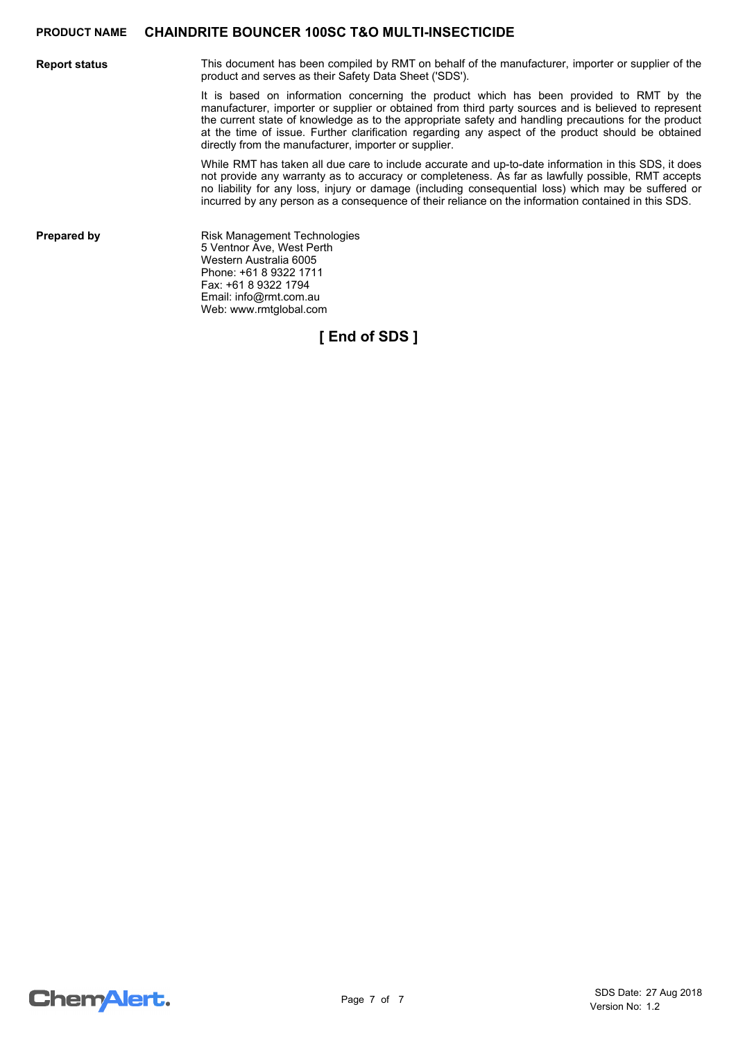**Report status**

This document has been compiled by RMT on behalf of the manufacturer, importer or supplier of the product and serves as their Safety Data Sheet ('SDS').

It is based on information concerning the product which has been provided to RMT by the manufacturer, importer or supplier or obtained from third party sources and is believed to represent the current state of knowledge as to the appropriate safety and handling precautions for the product at the time of issue. Further clarification regarding any aspect of the product should be obtained directly from the manufacturer, importer or supplier.

While RMT has taken all due care to include accurate and up-to-date information in this SDS, it does not provide any warranty as to accuracy or completeness. As far as lawfully possible, RMT accepts no liability for any loss, injury or damage (including consequential loss) which may be suffered or incurred by any person as a consequence of their reliance on the information contained in this SDS.

**Prepared by**

Risk Management Technologies
5 Ventnor Ave, West Perth
Western Australia 6005
Phone: +61 8 9322 1711
Fax: +61 8 9322 1794
Email: info@rmt.com.au
Web: www.rmtglobal.com

**[ End of SDS ]**